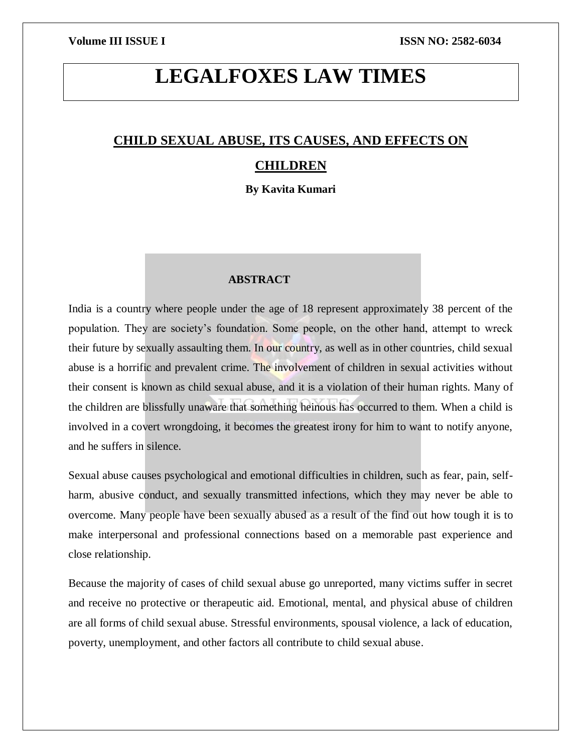# LEGALFOXES LAW TIMES

## CHILD SEXUAL ABUSE, ITS CAUSES, AND EFFECTS ON CHILDREN

**By Kavita Kumari**

### ABSTRACT

India is a country where people under the age of 18 represent approximately 38 percent of the population. They are society's foundation. Some people, on the other hand, attempt to wreck their future by sexually assaulting them. In our country, as well as in other countries, child sexual abuse is a horrific and prevalent crime. The involvement of children in sexual activities without their consent is known as child sexual abuse, and it is a violation of their human rights. Many of the children are blissfully unaware that something heinous has occurred to them. When a child is involved in a covert wrongdoing, it becomes the greatest irony for him to want to notify anyone, and he suffers in silence.

Sexual abuse causes psychological and emotional difficulties in children, such as fear, pain, self-harm, abusive conduct, and sexually transmitted infections, which they may never be able to overcome. Many people have been sexually abused as a result of the find out how tough it is to make interpersonal and professional connections based on a memorable past experience and close relationship.

Because the majority of cases of child sexual abuse go unreported, many victims suffer in secret and receive no protective or therapeutic aid. Emotional, mental, and physical abuse of children are all forms of child sexual abuse. Stressful environments, spousal violence, a lack of education, poverty, unemployment, and other factors all contribute to child sexual abuse.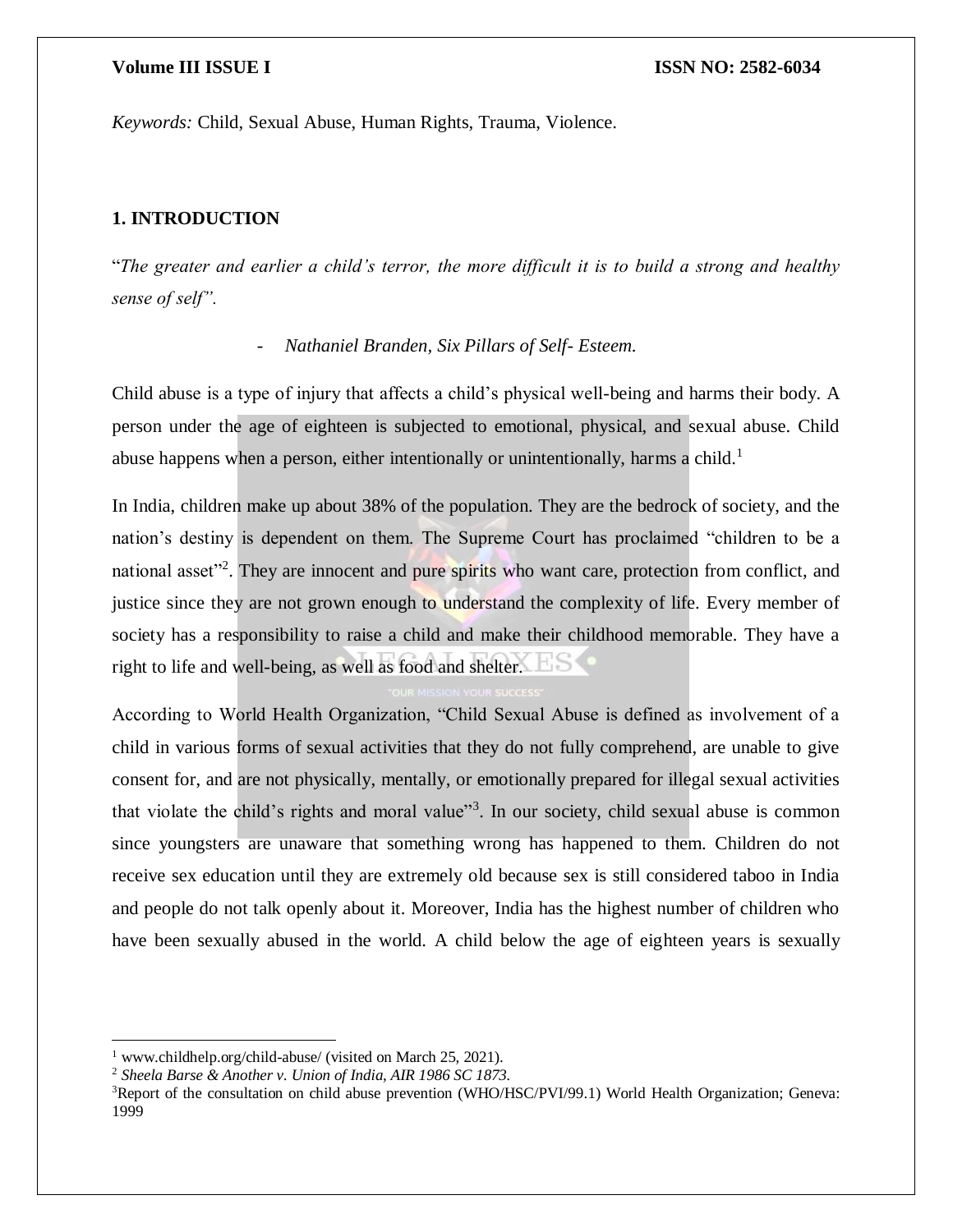*Keywords:* Child, Sexual Abuse, Human Rights, Trauma, Violence.

## 1. INTRODUCTION

"*The greater and earlier a child's terror, the more difficult it is to build a strong and healthy sense of self".*

- *Nathaniel Branden, Six Pillars of Self- Esteem.*

Child abuse is a type of injury that affects a child's physical well-being and harms their body. A person under the age of eighteen is subjected to emotional, physical, and sexual abuse. Child abuse happens when a person, either intentionally or unintentionally, harms a child.[1]

In India, children make up about 38% of the population. They are the bedrock of society, and the nation's destiny is dependent on them. The Supreme Court has proclaimed "children to be a national asset"[2]. They are innocent and pure spirits who want care, protection from conflict, and justice since they are not grown enough to understand the complexity of life. Every member of society has a responsibility to raise a child and make their childhood memorable. They have a right to life and well-being, as well as food and shelter.

According to World Health Organization, "Child Sexual Abuse is defined as involvement of a child in various forms of sexual activities that they do not fully comprehend, are unable to give consent for, and are not physically, mentally, or emotionally prepared for illegal sexual activities that violate the child's rights and moral value"[3]. In our society, child sexual abuse is common since youngsters are unaware that something wrong has happened to them. Children do not receive sex education until they are extremely old because sex is still considered taboo in India and people do not talk openly about it. Moreover, India has the highest number of children who have been sexually abused in the world. A child below the age of eighteen years is sexually

---

[1] www.childhelp.org/child-abuse/ (visited on March 25, 2021).

[2] *Sheela Barse & Another v. Union of India, AIR 1986 SC 1873.*

[3] Report of the consultation on child abuse prevention (WHO/HSC/PVI/99.1) World Health Organization; Geneva: 1999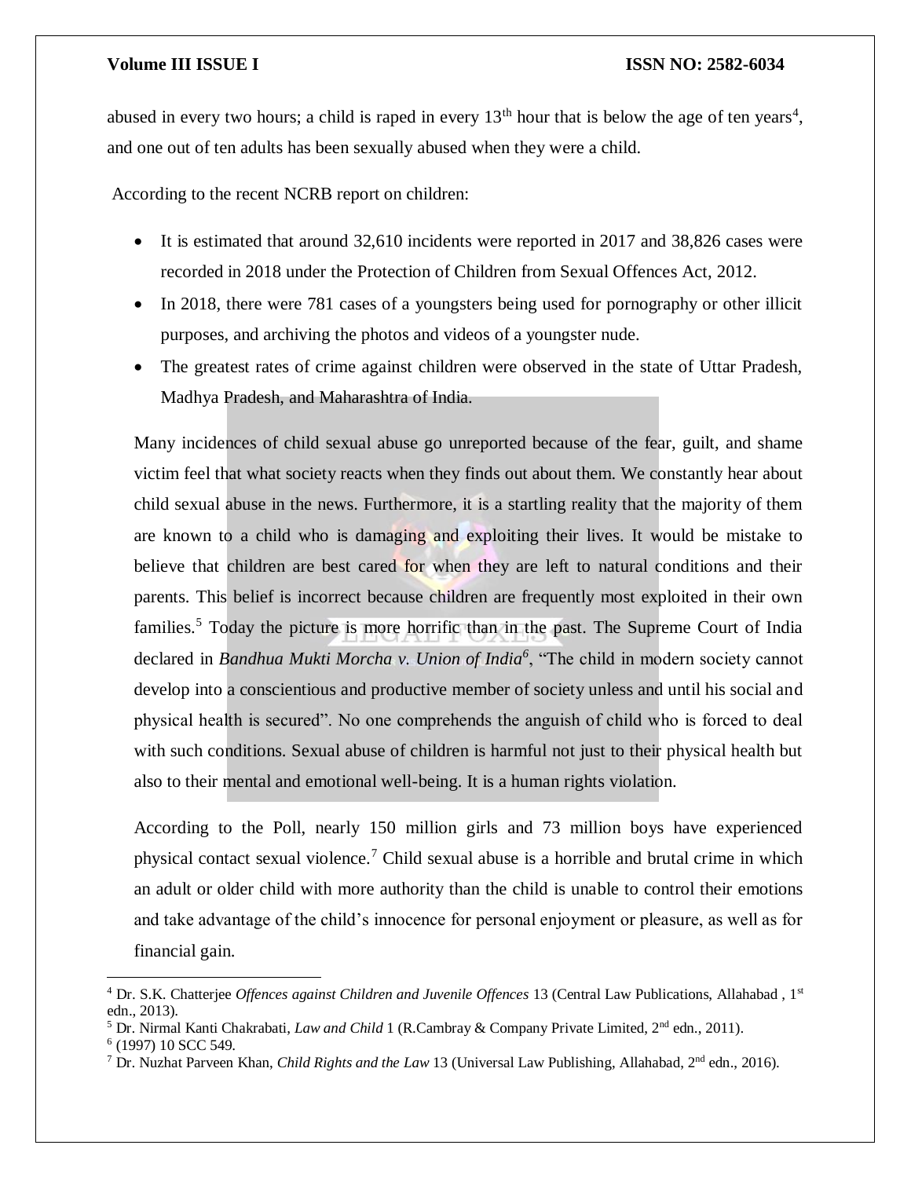abused in every two hours; a child is raped in every 13th hour that is below the age of ten years[4], and one out of ten adults has been sexually abused when they were a child.

According to the recent NCRB report on children:

- It is estimated that around 32,610 incidents were reported in 2017 and 38,826 cases were recorded in 2018 under the Protection of Children from Sexual Offences Act, 2012.
- In 2018, there were 781 cases of a youngsters being used for pornography or other illicit purposes, and archiving the photos and videos of a youngster nude.
- The greatest rates of crime against children were observed in the state of Uttar Pradesh, Madhya Pradesh, and Maharashtra of India.

Many incidences of child sexual abuse go unreported because of the fear, guilt, and shame victim feel that what society reacts when they finds out about them. We constantly hear about child sexual abuse in the news. Furthermore, it is a startling reality that the majority of them are known to a child who is damaging and exploiting their lives. It would be mistake to believe that children are best cared for when they are left to natural conditions and their parents. This belief is incorrect because children are frequently most exploited in their own families.[5] Today the picture is more horrific than in the past. The Supreme Court of India declared in *Bandhua Mukti Morcha v. Union of India*[6], "The child in modern society cannot develop into a conscientious and productive member of society unless and until his social and physical health is secured". No one comprehends the anguish of child who is forced to deal with such conditions. Sexual abuse of children is harmful not just to their physical health but also to their mental and emotional well-being. It is a human rights violation.

According to the Poll, nearly 150 million girls and 73 million boys have experienced physical contact sexual violence.[7] Child sexual abuse is a horrible and brutal crime in which an adult or older child with more authority than the child is unable to control their emotions and take advantage of the child's innocence for personal enjoyment or pleasure, as well as for financial gain.

---

[4] Dr. S.K. Chatterjee *Offences against Children and Juvenile Offences* 13 (Central Law Publications, Allahabad , 1st edn., 2013).

[5] Dr. Nirmal Kanti Chakrabati, *Law and Child* 1 (R.Cambray & Company Private Limited, 2nd edn., 2011).

[6] (1997) 10 SCC 549.

[7] Dr. Nuzhat Parveen Khan, *Child Rights and the Law* 13 (Universal Law Publishing, Allahabad, 2nd edn., 2016).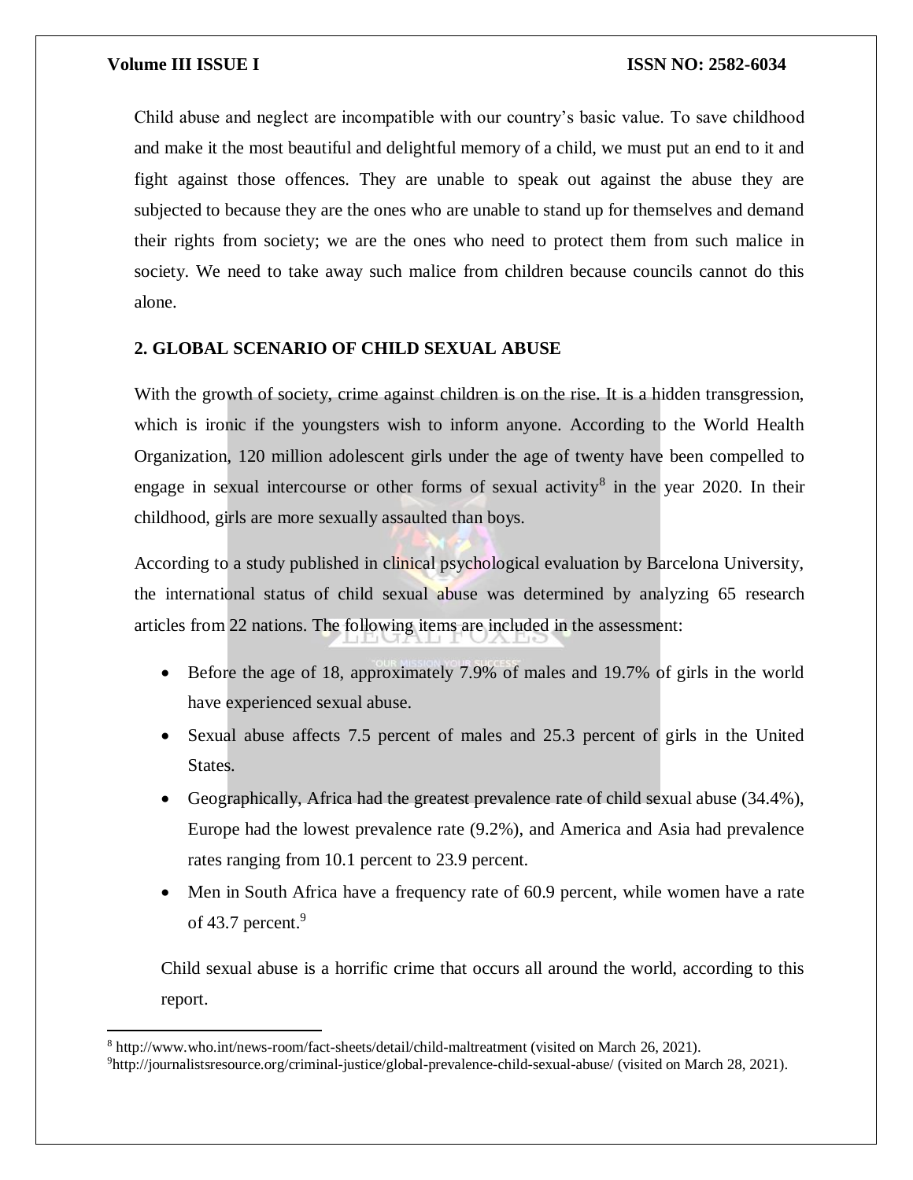Child abuse and neglect are incompatible with our country's basic value. To save childhood and make it the most beautiful and delightful memory of a child, we must put an end to it and fight against those offences. They are unable to speak out against the abuse they are subjected to because they are the ones who are unable to stand up for themselves and demand their rights from society; we are the ones who need to protect them from such malice in society. We need to take away such malice from children because councils cannot do this alone.

## 2. GLOBAL SCENARIO OF CHILD SEXUAL ABUSE

With the growth of society, crime against children is on the rise. It is a hidden transgression, which is ironic if the youngsters wish to inform anyone. According to the World Health Organization, 120 million adolescent girls under the age of twenty have been compelled to engage in sexual intercourse or other forms of sexual activity[8] in the year 2020. In their childhood, girls are more sexually assaulted than boys.

According to a study published in clinical psychological evaluation by Barcelona University, the international status of child sexual abuse was determined by analyzing 65 research articles from 22 nations. The following items are included in the assessment:

- Before the age of 18, approximately 7.9% of males and 19.7% of girls in the world have experienced sexual abuse.
- Sexual abuse affects 7.5 percent of males and 25.3 percent of girls in the United States.
- Geographically, Africa had the greatest prevalence rate of child sexual abuse (34.4%), Europe had the lowest prevalence rate (9.2%), and America and Asia had prevalence rates ranging from 10.1 percent to 23.9 percent.
- Men in South Africa have a frequency rate of 60.9 percent, while women have a rate of 43.7 percent.[9]

Child sexual abuse is a horrific crime that occurs all around the world, according to this report.

---

[8] http://www.who.int/news-room/fact-sheets/detail/child-maltreatment (visited on March 26, 2021).

[9] http://journalistsresource.org/criminal-justice/global-prevalence-child-sexual-abuse/ (visited on March 28, 2021).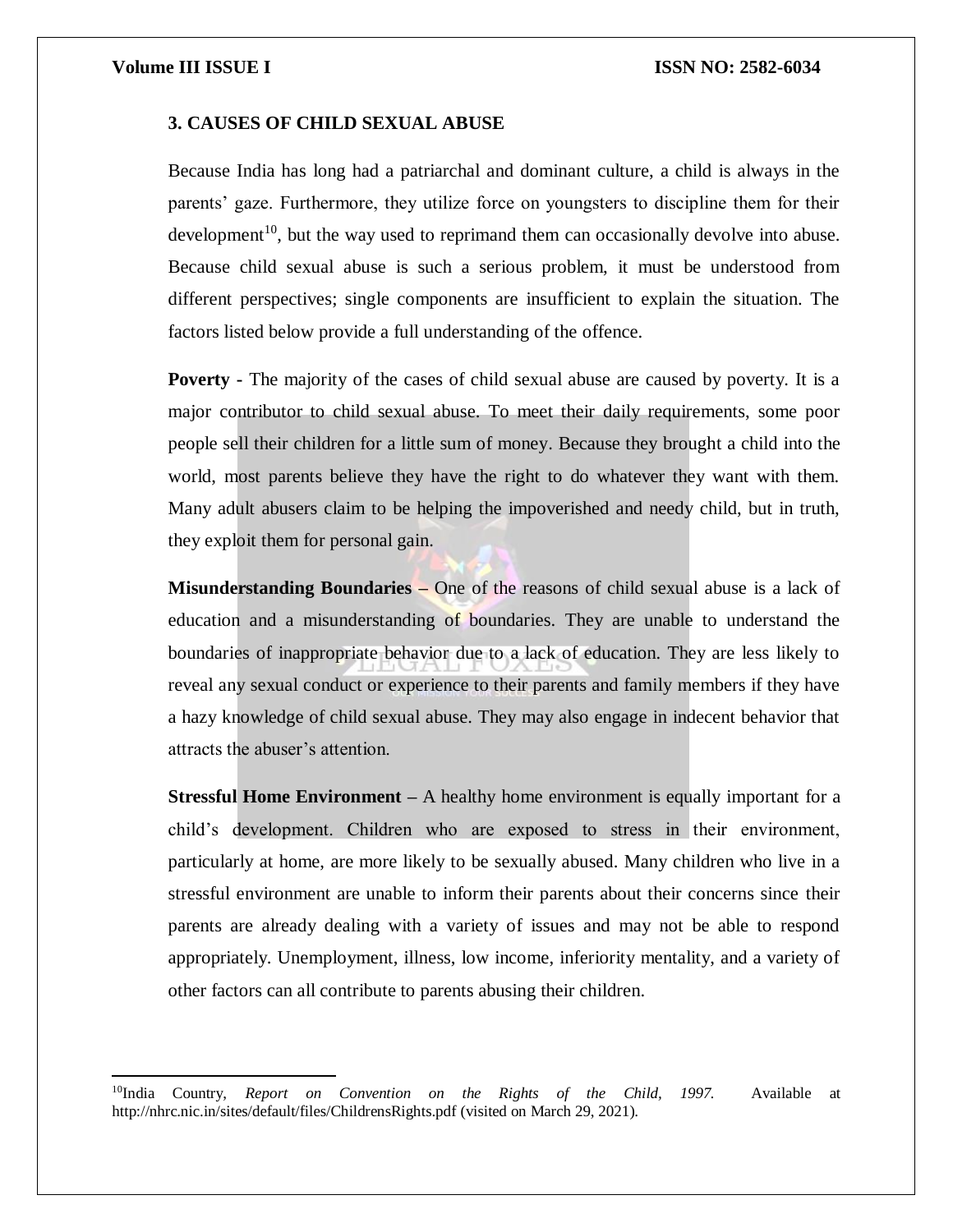## 3. CAUSES OF CHILD SEXUAL ABUSE

Because India has long had a patriarchal and dominant culture, a child is always in the parents' gaze. Furthermore, they utilize force on youngsters to discipline them for their development[10], but the way used to reprimand them can occasionally devolve into abuse. Because child sexual abuse is such a serious problem, it must be understood from different perspectives; single components are insufficient to explain the situation. The factors listed below provide a full understanding of the offence.

**Poverty -** The majority of the cases of child sexual abuse are caused by poverty. It is a major contributor to child sexual abuse. To meet their daily requirements, some poor people sell their children for a little sum of money. Because they brought a child into the world, most parents believe they have the right to do whatever they want with them. Many adult abusers claim to be helping the impoverished and needy child, but in truth, they exploit them for personal gain.

**Misunderstanding Boundaries –** One of the reasons of child sexual abuse is a lack of education and a misunderstanding of boundaries. They are unable to understand the boundaries of inappropriate behavior due to a lack of education. They are less likely to reveal any sexual conduct or experience to their parents and family members if they have a hazy knowledge of child sexual abuse. They may also engage in indecent behavior that attracts the abuser's attention.

**Stressful Home Environment –** A healthy home environment is equally important for a child's development. Children who are exposed to stress in their environment, particularly at home, are more likely to be sexually abused. Many children who live in a stressful environment are unable to inform their parents about their concerns since their parents are already dealing with a variety of issues and may not be able to respond appropriately. Unemployment, illness, low income, inferiority mentality, and a variety of other factors can all contribute to parents abusing their children.

---

[10] India Country, *Report on Convention on the Rights of the Child, 1997.* Available at http://nhrc.nic.in/sites/default/files/ChildrensRights.pdf (visited on March 29, 2021).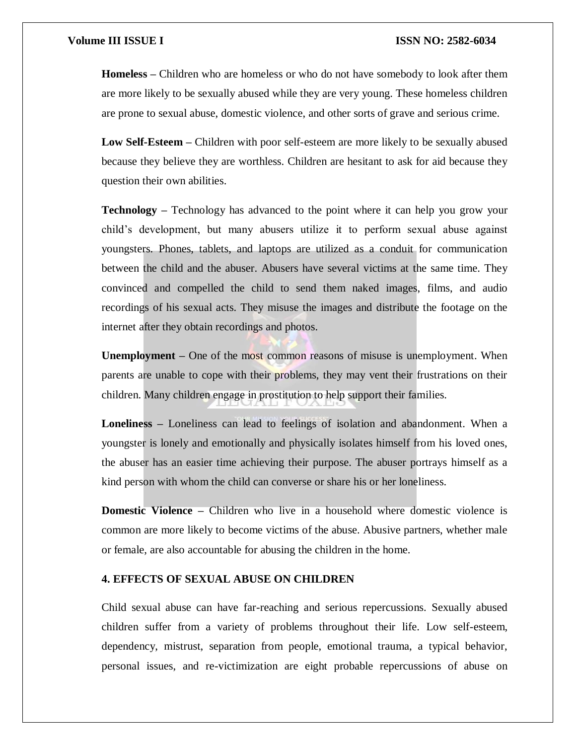**Homeless –** Children who are homeless or who do not have somebody to look after them are more likely to be sexually abused while they are very young. These homeless children are prone to sexual abuse, domestic violence, and other sorts of grave and serious crime.

**Low Self-Esteem –** Children with poor self-esteem are more likely to be sexually abused because they believe they are worthless. Children are hesitant to ask for aid because they question their own abilities.

**Technology –** Technology has advanced to the point where it can help you grow your child's development, but many abusers utilize it to perform sexual abuse against youngsters. Phones, tablets, and laptops are utilized as a conduit for communication between the child and the abuser. Abusers have several victims at the same time. They convinced and compelled the child to send them naked images, films, and audio recordings of his sexual acts. They misuse the images and distribute the footage on the internet after they obtain recordings and photos.

**Unemployment –** One of the most common reasons of misuse is unemployment. When parents are unable to cope with their problems, they may vent their frustrations on their children. Many children engage in prostitution to help support their families.

**Loneliness –** Loneliness can lead to feelings of isolation and abandonment. When a youngster is lonely and emotionally and physically isolates himself from his loved ones, the abuser has an easier time achieving their purpose. The abuser portrays himself as a kind person with whom the child can converse or share his or her loneliness.

**Domestic Violence –** Children who live in a household where domestic violence is common are more likely to become victims of the abuse. Abusive partners, whether male or female, are also accountable for abusing the children in the home.

## 4. EFFECTS OF SEXUAL ABUSE ON CHILDREN

Child sexual abuse can have far-reaching and serious repercussions. Sexually abused children suffer from a variety of problems throughout their life. Low self-esteem, dependency, mistrust, separation from people, emotional trauma, a typical behavior, personal issues, and re-victimization are eight probable repercussions of abuse on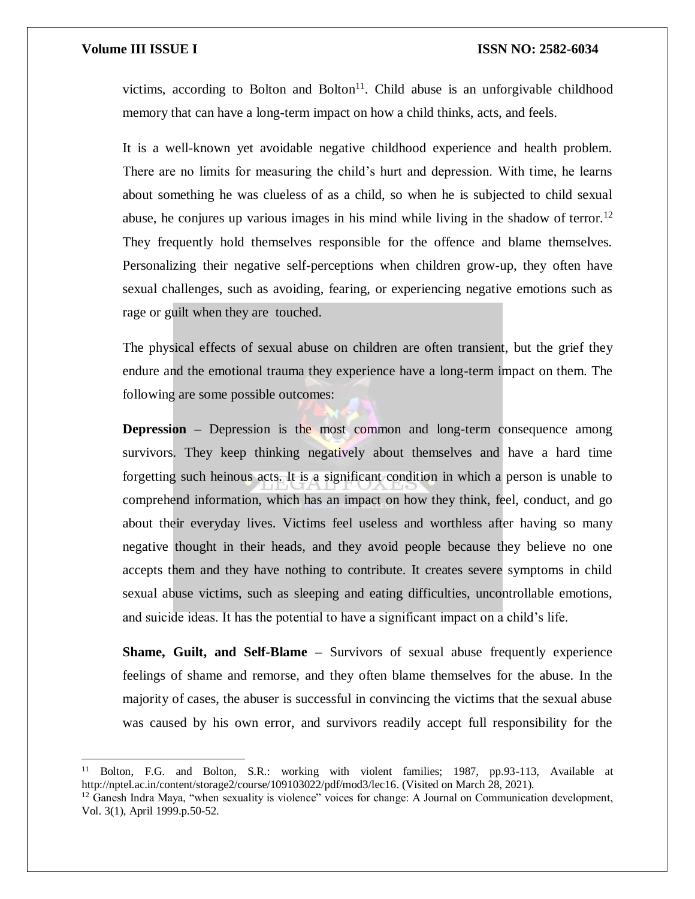victims, according to Bolton and Bolton[11]. Child abuse is an unforgivable childhood memory that can have a long-term impact on how a child thinks, acts, and feels.

It is a well-known yet avoidable negative childhood experience and health problem. There are no limits for measuring the child's hurt and depression. With time, he learns about something he was clueless of as a child, so when he is subjected to child sexual abuse, he conjures up various images in his mind while living in the shadow of terror.[12] They frequently hold themselves responsible for the offence and blame themselves. Personalizing their negative self-perceptions when children grow-up, they often have sexual challenges, such as avoiding, fearing, or experiencing negative emotions such as rage or guilt when they are touched.

The physical effects of sexual abuse on children are often transient, but the grief they endure and the emotional trauma they experience have a long-term impact on them. The following are some possible outcomes:

**Depression –** Depression is the most common and long-term consequence among survivors. They keep thinking negatively about themselves and have a hard time forgetting such heinous acts. It is a significant condition in which a person is unable to comprehend information, which has an impact on how they think, feel, conduct, and go about their everyday lives. Victims feel useless and worthless after having so many negative thought in their heads, and they avoid people because they believe no one accepts them and they have nothing to contribute. It creates severe symptoms in child sexual abuse victims, such as sleeping and eating difficulties, uncontrollable emotions, and suicide ideas. It has the potential to have a significant impact on a child's life.

**Shame, Guilt, and Self-Blame –** Survivors of sexual abuse frequently experience feelings of shame and remorse, and they often blame themselves for the abuse. In the majority of cases, the abuser is successful in convincing the victims that the sexual abuse was caused by his own error, and survivors readily accept full responsibility for the

---

[11] Bolton, F.G. and Bolton, S.R.: working with violent families; 1987, pp.93-113, Available at http://nptel.ac.in/content/storage2/course/109103022/pdf/mod3/lec16. (Visited on March 28, 2021).

[12] Ganesh Indra Maya, "when sexuality is violence" voices for change: A Journal on Communication development, Vol. 3(1), April 1999.p.50-52.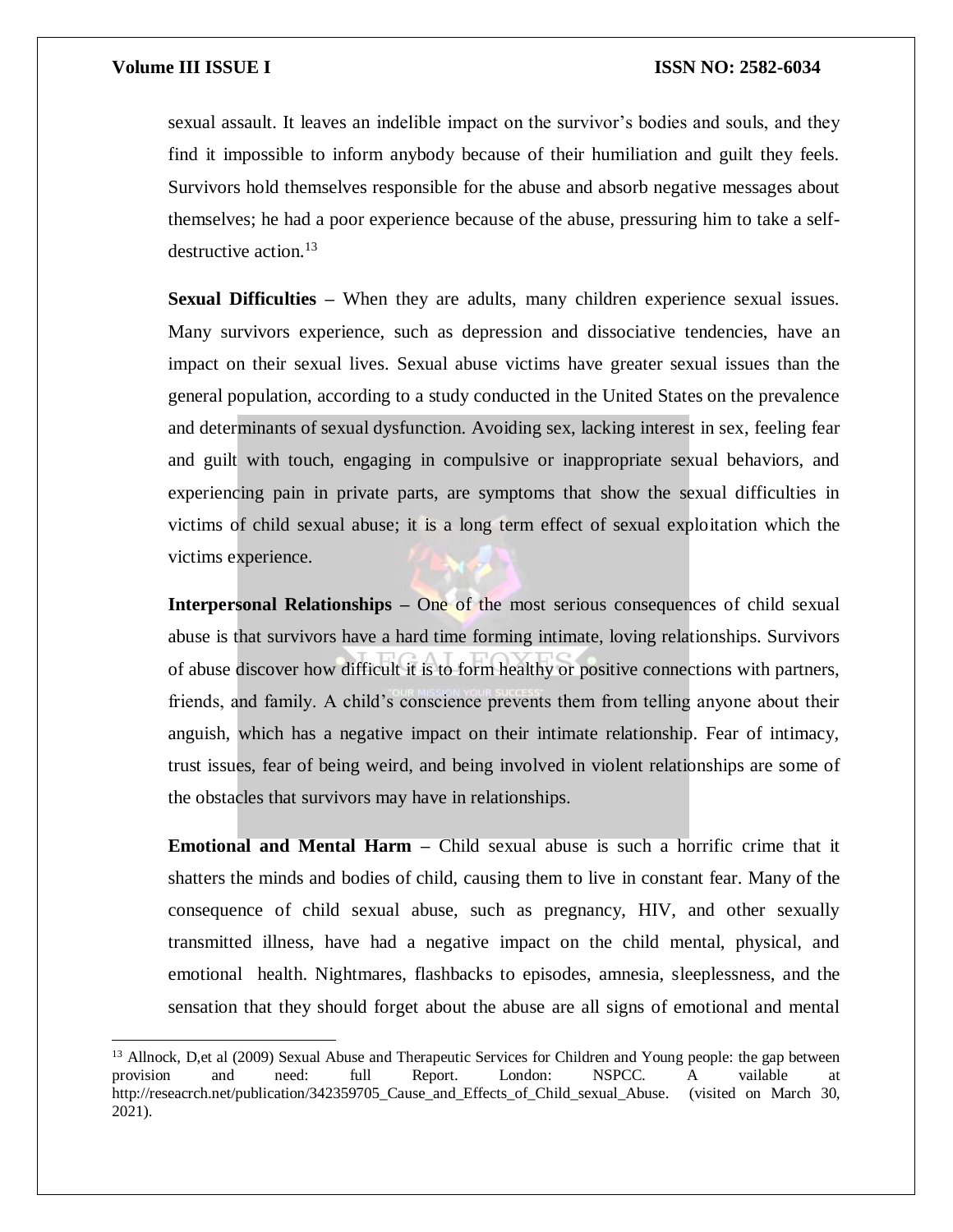sexual assault. It leaves an indelible impact on the survivor's bodies and souls, and they find it impossible to inform anybody because of their humiliation and guilt they feels. Survivors hold themselves responsible for the abuse and absorb negative messages about themselves; he had a poor experience because of the abuse, pressuring him to take a self-destructive action.[13]

**Sexual Difficulties –** When they are adults, many children experience sexual issues. Many survivors experience, such as depression and dissociative tendencies, have an impact on their sexual lives. Sexual abuse victims have greater sexual issues than the general population, according to a study conducted in the United States on the prevalence and determinants of sexual dysfunction. Avoiding sex, lacking interest in sex, feeling fear and guilt with touch, engaging in compulsive or inappropriate sexual behaviors, and experiencing pain in private parts, are symptoms that show the sexual difficulties in victims of child sexual abuse; it is a long term effect of sexual exploitation which the victims experience.

**Interpersonal Relationships –** One of the most serious consequences of child sexual abuse is that survivors have a hard time forming intimate, loving relationships. Survivors of abuse discover how difficult it is to form healthy or positive connections with partners, friends, and family. A child's conscience prevents them from telling anyone about their anguish, which has a negative impact on their intimate relationship. Fear of intimacy, trust issues, fear of being weird, and being involved in violent relationships are some of the obstacles that survivors may have in relationships.

**Emotional and Mental Harm –** Child sexual abuse is such a horrific crime that it shatters the minds and bodies of child, causing them to live in constant fear. Many of the consequence of child sexual abuse, such as pregnancy, HIV, and other sexually transmitted illness, have had a negative impact on the child mental, physical, and emotional health. Nightmares, flashbacks to episodes, amnesia, sleeplessness, and the sensation that they should forget about the abuse are all signs of emotional and mental

---

[13] Allnock, D,et al (2009) Sexual Abuse and Therapeutic Services for Children and Young people: the gap between provision and need: full Report. London: NSPCC. A vailable at http://reseacrch.net/publication/342359705_Cause_and_Effects_of_Child_sexual_Abuse. (visited on March 30, 2021).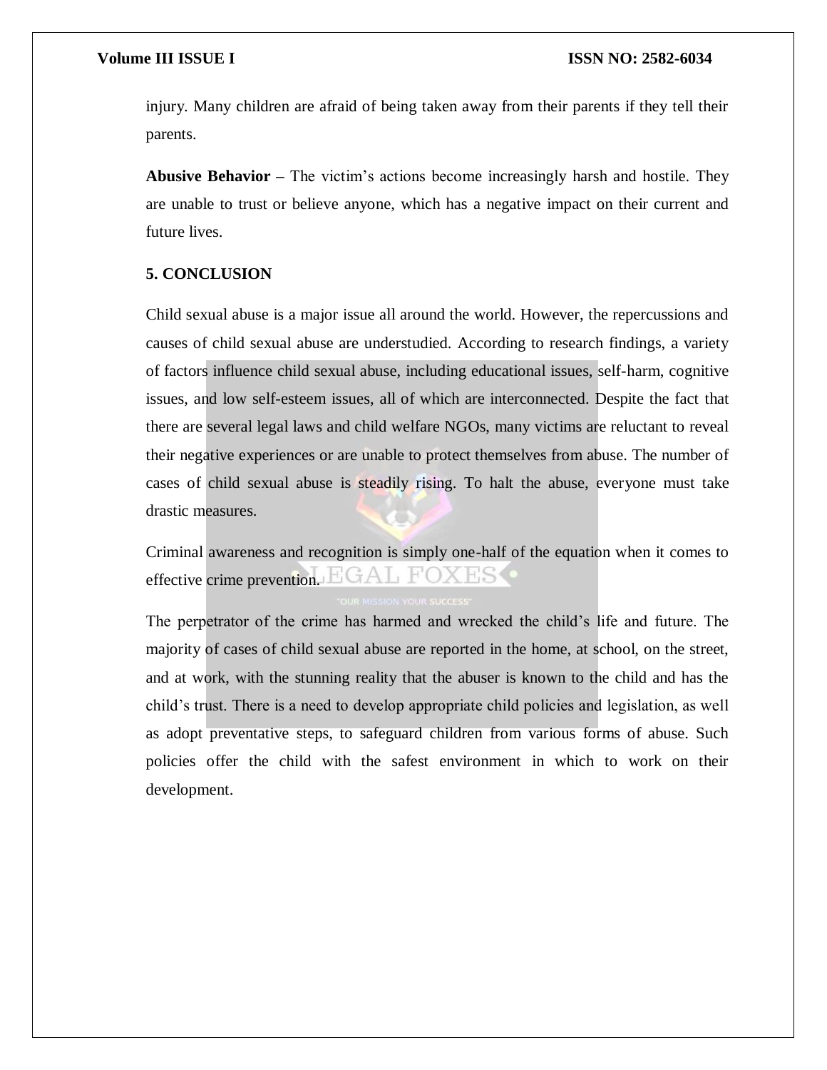injury. Many children are afraid of being taken away from their parents if they tell their parents.

**Abusive Behavior –** The victim's actions become increasingly harsh and hostile. They are unable to trust or believe anyone, which has a negative impact on their current and future lives.

## 5. CONCLUSION

Child sexual abuse is a major issue all around the world. However, the repercussions and causes of child sexual abuse are understudied. According to research findings, a variety of factors influence child sexual abuse, including educational issues, self-harm, cognitive issues, and low self-esteem issues, all of which are interconnected. Despite the fact that there are several legal laws and child welfare NGOs, many victims are reluctant to reveal their negative experiences or are unable to protect themselves from abuse. The number of cases of child sexual abuse is steadily rising. To halt the abuse, everyone must take drastic measures.

Criminal awareness and recognition is simply one-half of the equation when it comes to effective crime prevention.

The perpetrator of the crime has harmed and wrecked the child's life and future. The majority of cases of child sexual abuse are reported in the home, at school, on the street, and at work, with the stunning reality that the abuser is known to the child and has the child's trust. There is a need to develop appropriate child policies and legislation, as well as adopt preventative steps, to safeguard children from various forms of abuse. Such policies offer the child with the safest environment in which to work on their development.